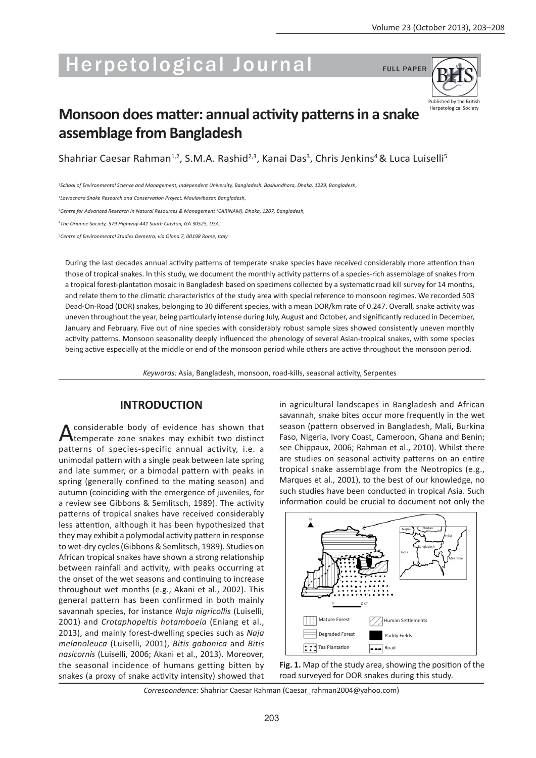# Herpetological Journal

FULL PAPER

Published by the British Herpetological Society

# Monsoon does matter: annual activity patterns in a snake assemblage from Bangladesh

Shahriar Caesar Rahman[1,2], S.M.A. Rashid[2,3], Kanai Das[3], Chris Jenkins[4] & Luca Luiselli[5]

[1]*School of Environmental Science and Management, Independent University, Bangladesh. Bashundhara, Dhaka, 1229, Bangladesh,*

[2]*Lawachara Snake Research and Conservation Project, Moulavibazar, Bangladesh,*

[3]*Centre for Advanced Research in Natural Resources & Management (CARINAM), Dhaka, 1207, Bangladesh,*

[4]*The Orianne Society, 579 Highway 441 South Clayton, GA 30525, USA,*

[5]*Centre of Environmental Studies Demetra, via Olona 7, 00198 Rome, Italy*

During the last decades annual activity patterns of temperate snake species have received considerably more attention than those of tropical snakes. In this study, we document the monthly activity patterns of a species-rich assemblage of snakes from a tropical forest-plantation mosaic in Bangladesh based on specimens collected by a systematic road kill survey for 14 months, and relate them to the climatic characteristics of the study area with special reference to monsoon regimes. We recorded 503 Dead-On-Road (DOR) snakes, belonging to 30 different species, with a mean DOR/km rate of 0.247. Overall, snake activity was uneven throughout the year, being particularly intense during July, August and October, and significantly reduced in December, January and February. Five out of nine species with considerably robust sample sizes showed consistently uneven monthly activity patterns. Monsoon seasonality deeply influenced the phenology of several Asian-tropical snakes, with some species being active especially at the middle or end of the monsoon period while others are active throughout the monsoon period.

*Keywords:* Asia, Bangladesh, monsoon, road-kills, seasonal activity, Serpentes

## INTRODUCTION

A considerable body of evidence has shown that temperate zone snakes may exhibit two distinct patterns of species-specific annual activity, i.e. a unimodal pattern with a single peak between late spring and late summer, or a bimodal pattern with peaks in spring (generally confined to the mating season) and autumn (coinciding with the emergence of juveniles, for a review see Gibbons & Semlitsch, 1989). The activity patterns of tropical snakes have received considerably less attention, although it has been hypothesized that they may exhibit a polymodal activity pattern in response to wet-dry cycles (Gibbons & Semlitsch, 1989). Studies on African tropical snakes have shown a strong relationship between rainfall and activity, with peaks occurring at the onset of the wet seasons and continuing to increase throughout wet months (e.g., Akani et al., 2002). This general pattern has been confirmed in both mainly savannah species, for instance *Naja nigricollis* (Luiselli, 2001) and *Crotaphopeltis hotamboeia* (Eniang et al., 2013), and mainly forest-dwelling species such as *Naja melanoleuca* (Luiselli, 2001), *Bitis gabonica* and *Bitis nasicornis* (Luiselli, 2006; Akani et al., 2013). Moreover, the seasonal incidence of humans getting bitten by snakes (a proxy of snake activity intensity) showed that in agricultural landscapes in Bangladesh and African savannah, snake bites occur more frequently in the wet season (pattern observed in Bangladesh, Mali, Burkina Faso, Nigeria, Ivory Coast, Cameroon, Ghana and Benin; see Chippaux, 2006; Rahman et al., 2010). Whilst there are studies on seasonal activity patterns on an entire tropical snake assemblage from the Neotropics (e.g., Marques et al., 2001), to the best of our knowledge, no such studies have been conducted in tropical Asia. Such information could be crucial to document not only the

**Fig. 1.** Map of the study area, showing the position of the road surveyed for DOR snakes during this study.

*Correspondence:* Shahriar Caesar Rahman (Caesar_rahman2004@yahoo.com)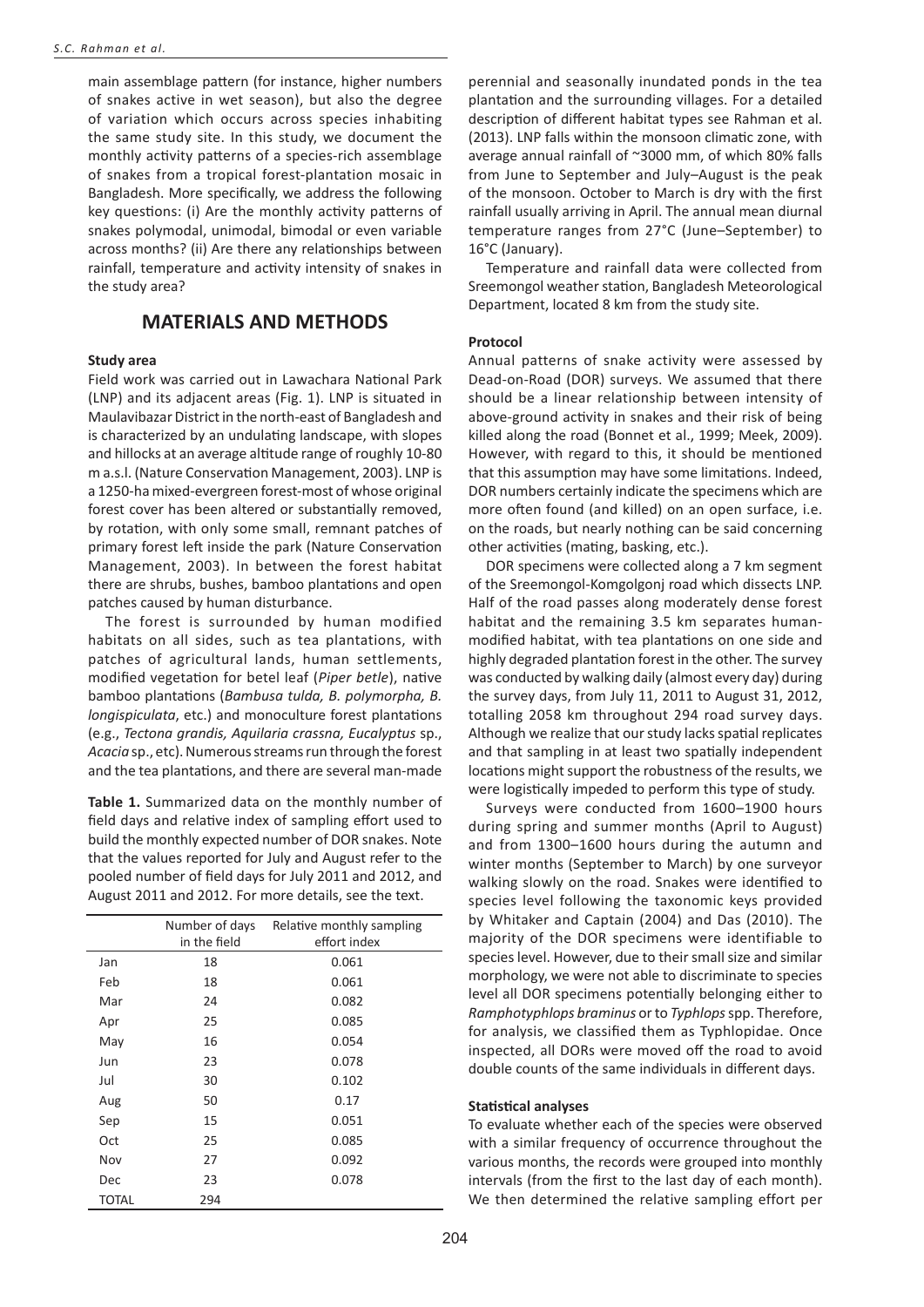main assemblage pattern (for instance, higher numbers of snakes active in wet season), but also the degree of variation which occurs across species inhabiting the same study site. In this study, we document the monthly activity patterns of a species-rich assemblage of snakes from a tropical forest-plantation mosaic in Bangladesh. More specifically, we address the following key questions: (i) Are the monthly activity patterns of snakes polymodal, unimodal, bimodal or even variable across months? (ii) Are there any relationships between rainfall, temperature and activity intensity of snakes in the study area?

## MATERIALS AND METHODS

### Study area

Field work was carried out in Lawachara National Park (LNP) and its adjacent areas (Fig. 1). LNP is situated in Maulavibazar District in the north-east of Bangladesh and is characterized by an undulating landscape, with slopes and hillocks at an average altitude range of roughly 10-80 m a.s.l. (Nature Conservation Management, 2003). LNP is a 1250-ha mixed-evergreen forest-most of whose original forest cover has been altered or substantially removed, by rotation, with only some small, remnant patches of primary forest left inside the park (Nature Conservation Management, 2003). In between the forest habitat there are shrubs, bushes, bamboo plantations and open patches caused by human disturbance.

The forest is surrounded by human modified habitats on all sides, such as tea plantations, with patches of agricultural lands, human settlements, modified vegetation for betel leaf (*Piper betle*), native bamboo plantations (*Bambusa tulda, B. polymorpha, B. longispiculata*, etc.) and monoculture forest plantations (e.g., *Tectona grandis, Aquilaria crassna, Eucalyptus* sp., *Acacia* sp., etc). Numerous streams run through the forest and the tea plantations, and there are several man-made perennial and seasonally inundated ponds in the tea plantation and the surrounding villages. For a detailed description of different habitat types see Rahman et al. (2013). LNP falls within the monsoon climatic zone, with average annual rainfall of ~3000 mm, of which 80% falls from June to September and July–August is the peak of the monsoon. October to March is dry with the first rainfall usually arriving in April. The annual mean diurnal temperature ranges from 27°C (June–September) to 16°C (January).

Temperature and rainfall data were collected from Sreemongol weather station, Bangladesh Meteorological Department, located 8 km from the study site.

**Table 1.** Summarized data on the monthly number of field days and relative index of sampling effort used to build the monthly expected number of DOR snakes. Note that the values reported for July and August refer to the pooled number of field days for July 2011 and 2012, and August 2011 and 2012. For more details, see the text.

| | Number of days in the field | Relative monthly sampling effort index |
|---|---|---|
| Jan | 18 | 0.061 |
| Feb | 18 | 0.061 |
| Mar | 24 | 0.082 |
| Apr | 25 | 0.085 |
| May | 16 | 0.054 |
| Jun | 23 | 0.078 |
| Jul | 30 | 0.102 |
| Aug | 50 | 0.17 |
| Sep | 15 | 0.051 |
| Oct | 25 | 0.085 |
| Nov | 27 | 0.092 |
| Dec | 23 | 0.078 |
| TOTAL | 294 | |

### Protocol

Annual patterns of snake activity were assessed by Dead-on-Road (DOR) surveys. We assumed that there should be a linear relationship between intensity of above-ground activity in snakes and their risk of being killed along the road (Bonnet et al., 1999; Meek, 2009). However, with regard to this, it should be mentioned that this assumption may have some limitations. Indeed, DOR numbers certainly indicate the specimens which are more often found (and killed) on an open surface, i.e. on the roads, but nearly nothing can be said concerning other activities (mating, basking, etc.).

DOR specimens were collected along a 7 km segment of the Sreemongol-Komgolgonj road which dissects LNP. Half of the road passes along moderately dense forest habitat and the remaining 3.5 km separates human-modified habitat, with tea plantations on one side and highly degraded plantation forest in the other. The survey was conducted by walking daily (almost every day) during the survey days, from July 11, 2011 to August 31, 2012, totalling 2058 km throughout 294 road survey days. Although we realize that our study lacks spatial replicates and that sampling in at least two spatially independent locations might support the robustness of the results, we were logistically impeded to perform this type of study.

Surveys were conducted from 1600–1900 hours during spring and summer months (April to August) and from 1300–1600 hours during the autumn and winter months (September to March) by one surveyor walking slowly on the road. Snakes were identified to species level following the taxonomic keys provided by Whitaker and Captain (2004) and Das (2010). The majority of the DOR specimens were identifiable to species level. However, due to their small size and similar morphology, we were not able to discriminate to species level all DOR specimens potentially belonging either to *Ramphotyphlops braminus* or to *Typhlops* spp. Therefore, for analysis, we classified them as Typhlopidae. Once inspected, all DORs were moved off the road to avoid double counts of the same individuals in different days.

### Statistical analyses

To evaluate whether each of the species were observed with a similar frequency of occurrence throughout the various months, the records were grouped into monthly intervals (from the first to the last day of each month). We then determined the relative sampling effort per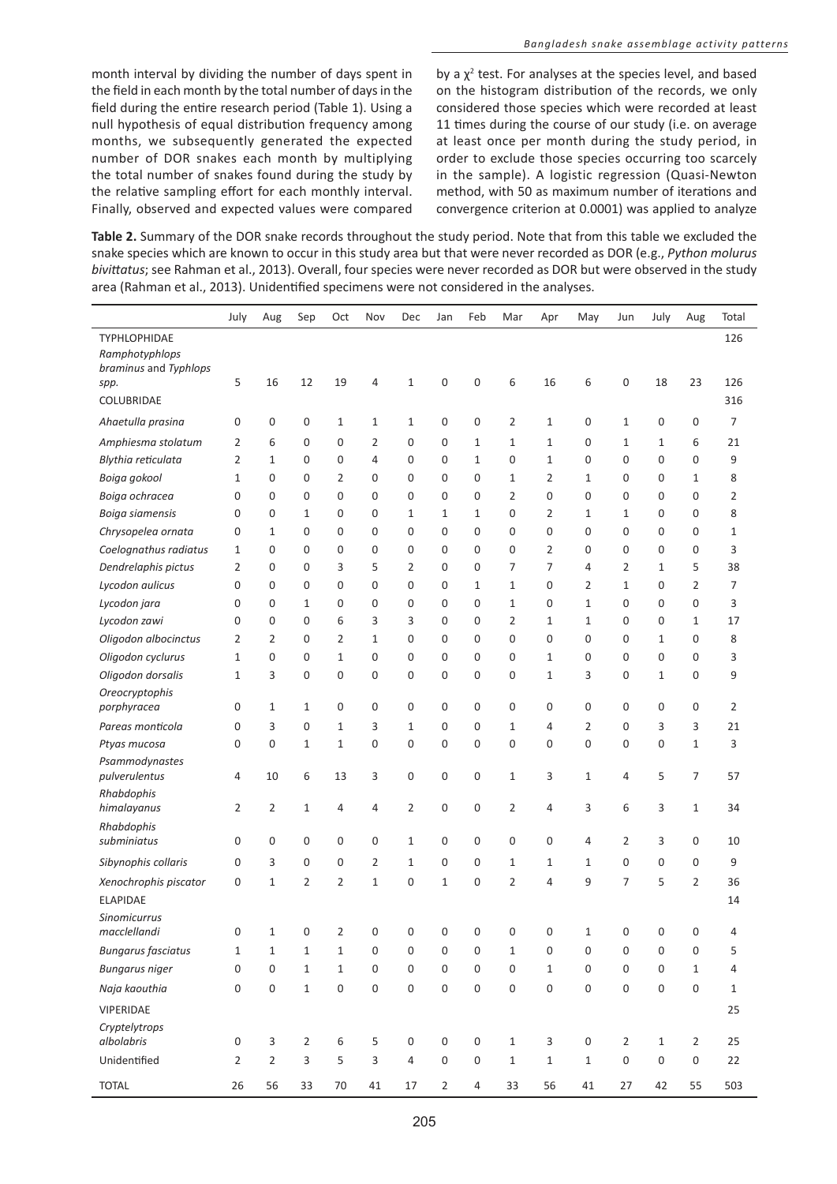month interval by dividing the number of days spent in the field in each month by the total number of days in the field during the entire research period (Table 1). Using a null hypothesis of equal distribution frequency among months, we subsequently generated the expected number of DOR snakes each month by multiplying the total number of snakes found during the study by the relative sampling effort for each monthly interval. Finally, observed and expected values were compared by a $\chi^2$ test. For analyses at the species level, and based on the histogram distribution of the records, we only considered those species which were recorded at least 11 times during the course of our study (i.e. on average at least once per month during the study period, in order to exclude those species occurring too scarcely in the sample). A logistic regression (Quasi-Newton method, with 50 as maximum number of iterations and convergence criterion at 0.0001) was applied to analyze

**Table 2.** Summary of the DOR snake records throughout the study period. Note that from this table we excluded the snake species which are known to occur in this study area but that were never recorded as DOR (e.g., *Python molurus bivittatus*; see Rahman et al., 2013). Overall, four species were never recorded as DOR but were observed in the study area (Rahman et al., 2013). Unidentified specimens were not considered in the analyses.

| | July | Aug | Sep | Oct | Nov | Dec | Jan | Feb | Mar | Apr | May | Jun | July | Aug | Total |
|---|---|---|---|---|---|---|---|---|---|---|---|---|---|---|---|
| TYPHLOPHIDAE | | | | | | | | | | | | | | | 126 |
| *Ramphotyphlops braminus* and *Typhlops* spp. | 5 | 16 | 12 | 19 | 4 | 1 | 0 | 0 | 6 | 16 | 6 | 0 | 18 | 23 | 126 |
| COLUBRIDAE | | | | | | | | | | | | | | | 316 |
| *Ahaetulla prasina* | 0 | 0 | 0 | 1 | 1 | 1 | 0 | 0 | 2 | 1 | 0 | 1 | 0 | 0 | 7 |
| *Amphiesma stolatum* | 2 | 6 | 0 | 0 | 2 | 0 | 0 | 1 | 1 | 1 | 0 | 1 | 1 | 6 | 21 |
| *Blythia reticulata* | 2 | 1 | 0 | 0 | 4 | 0 | 0 | 1 | 0 | 1 | 0 | 0 | 0 | 0 | 9 |
| *Boiga gokool* | 1 | 0 | 0 | 2 | 0 | 0 | 0 | 0 | 1 | 2 | 1 | 0 | 0 | 1 | 8 |
| *Boiga ochracea* | 0 | 0 | 0 | 0 | 0 | 0 | 0 | 0 | 2 | 0 | 0 | 0 | 0 | 0 | 2 |
| *Boiga siamensis* | 0 | 0 | 1 | 0 | 0 | 1 | 1 | 1 | 0 | 2 | 1 | 1 | 0 | 0 | 8 |
| *Chrysopelea ornata* | 0 | 1 | 0 | 0 | 0 | 0 | 0 | 0 | 0 | 0 | 0 | 0 | 0 | 0 | 1 |
| *Coelognathus radiatus* | 1 | 0 | 0 | 0 | 0 | 0 | 0 | 0 | 0 | 2 | 0 | 0 | 0 | 0 | 3 |
| *Dendrelaphis pictus* | 2 | 0 | 0 | 3 | 5 | 2 | 0 | 0 | 7 | 7 | 4 | 2 | 1 | 5 | 38 |
| *Lycodon aulicus* | 0 | 0 | 0 | 0 | 0 | 0 | 0 | 1 | 1 | 0 | 2 | 1 | 0 | 2 | 7 |
| *Lycodon jara* | 0 | 0 | 1 | 0 | 0 | 0 | 0 | 0 | 1 | 0 | 1 | 0 | 0 | 0 | 3 |
| *Lycodon zawi* | 0 | 0 | 0 | 6 | 3 | 3 | 0 | 0 | 2 | 1 | 1 | 0 | 0 | 1 | 17 |
| *Oligodon albocinctus* | 2 | 2 | 0 | 2 | 1 | 0 | 0 | 0 | 0 | 0 | 0 | 0 | 1 | 0 | 8 |
| *Oligodon cyclurus* | 1 | 0 | 0 | 1 | 0 | 0 | 0 | 0 | 0 | 1 | 0 | 0 | 0 | 0 | 3 |
| *Oligodon dorsalis* | 1 | 3 | 0 | 0 | 0 | 0 | 0 | 0 | 0 | 1 | 3 | 0 | 1 | 0 | 9 |
| *Oreocryptophis porphyracea* | 0 | 1 | 1 | 0 | 0 | 0 | 0 | 0 | 0 | 0 | 0 | 0 | 0 | 0 | 2 |
| *Pareas monticola* | 0 | 3 | 0 | 1 | 3 | 1 | 0 | 0 | 1 | 4 | 2 | 0 | 3 | 3 | 21 |
| *Ptyas mucosa* | 0 | 0 | 1 | 1 | 0 | 0 | 0 | 0 | 0 | 0 | 0 | 0 | 0 | 1 | 3 |
| *Psammodynastes pulverulentus* | 4 | 10 | 6 | 13 | 3 | 0 | 0 | 0 | 1 | 3 | 1 | 4 | 5 | 7 | 57 |
| *Rhabdophis himalayanus* | 2 | 2 | 1 | 4 | 4 | 2 | 0 | 0 | 2 | 4 | 3 | 6 | 3 | 1 | 34 |
| *Rhabdophis subminiatus* | 0 | 0 | 0 | 0 | 0 | 1 | 0 | 0 | 0 | 0 | 4 | 2 | 3 | 0 | 10 |
| *Sibynophis collaris* | 0 | 3 | 0 | 0 | 2 | 1 | 0 | 0 | 1 | 1 | 1 | 0 | 0 | 0 | 9 |
| *Xenochrophis piscator* | 0 | 1 | 2 | 2 | 1 | 0 | 1 | 0 | 2 | 4 | 9 | 7 | 5 | 2 | 36 |
| ELAPIDAE | | | | | | | | | | | | | | | 14 |
| *Sinomicurrus macclellandi* | 0 | 1 | 0 | 2 | 0 | 0 | 0 | 0 | 0 | 0 | 1 | 0 | 0 | 0 | 4 |
| *Bungarus fasciatus* | 1 | 1 | 1 | 1 | 0 | 0 | 0 | 0 | 1 | 0 | 0 | 0 | 0 | 0 | 5 |
| *Bungarus niger* | 0 | 0 | 1 | 1 | 0 | 0 | 0 | 0 | 0 | 1 | 0 | 0 | 0 | 1 | 4 |
| *Naja kaouthia* | 0 | 0 | 1 | 0 | 0 | 0 | 0 | 0 | 0 | 0 | 0 | 0 | 0 | 0 | 1 |
| VIPERIDAE | | | | | | | | | | | | | | | 25 |
| *Cryptelytrops albolabris* | 0 | 3 | 2 | 6 | 5 | 0 | 0 | 0 | 1 | 3 | 0 | 2 | 1 | 2 | 25 |
| Unidentified | 2 | 2 | 3 | 5 | 3 | 4 | 0 | 0 | 1 | 1 | 1 | 0 | 0 | 0 | 22 |
| TOTAL | 26 | 56 | 33 | 70 | 41 | 17 | 2 | 4 | 33 | 56 | 41 | 27 | 42 | 55 | 503 |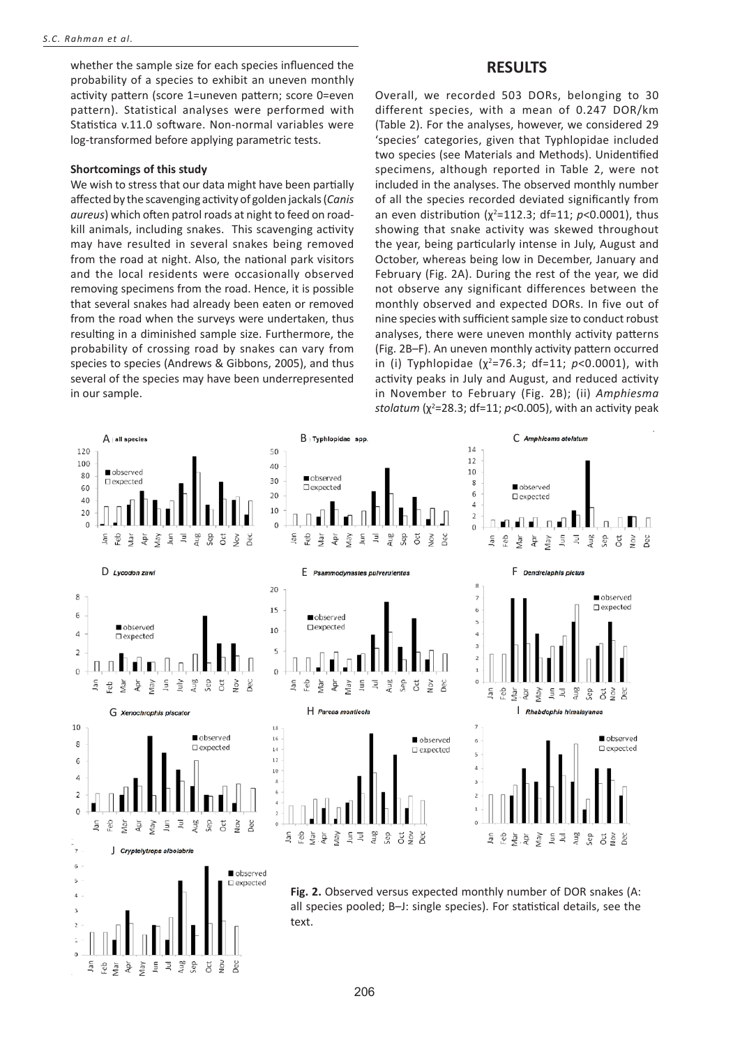whether the sample size for each species influenced the probability of a species to exhibit an uneven monthly activity pattern (score 1=uneven pattern; score 0=even pattern). Statistical analyses were performed with Statistica v.11.0 software. Non-normal variables were log-transformed before applying parametric tests.

**Shortcomings of this study**

We wish to stress that our data might have been partially affected by the scavenging activity of golden jackals (*Canis aureus*) which often patrol roads at night to feed on road-kill animals, including snakes. This scavenging activity may have resulted in several snakes being removed from the road at night. Also, the national park visitors and the local residents were occasionally observed removing specimens from the road. Hence, it is possible that several snakes had already been eaten or removed from the road when the surveys were undertaken, thus resulting in a diminished sample size. Furthermore, the probability of crossing road by snakes can vary from species to species (Andrews & Gibbons, 2005), and thus several of the species may have been underrepresented in our sample.

## RESULTS

Overall, we recorded 503 DORs, belonging to 30 different species, with a mean of 0.247 DOR/km (Table 2). For the analyses, however, we considered 29 'species' categories, given that Typhlopidae included two species (see Materials and Methods). Unidentified specimens, although reported in Table 2, were not included in the analyses. The observed monthly number of all the species recorded deviated significantly from an even distribution ($\chi^2$=112.3; df=11; $p$<0.0001), thus showing that snake activity was skewed throughout the year, being particularly intense in July, August and October, whereas being low in December, January and February (Fig. 2A). During the rest of the year, we did not observe any significant differences between the monthly observed and expected DORs. In five out of nine species with sufficient sample size to conduct robust analyses, there were uneven monthly activity patterns (Fig. 2B–F). An uneven monthly activity pattern occurred in (i) Typhlopidae ($\chi^2$=76.3; df=11; $p$<0.0001), with activity peaks in July and August, and reduced activity in November to February (Fig. 2B); (ii) *Amphiesma stolatum* ($\chi^2$=28.3; df=11; $p$<0.005), with an activity peak

**Fig. 2.** Observed versus expected monthly number of DOR snakes (A: all species pooled; B–J: single species). For statistical details, see the text.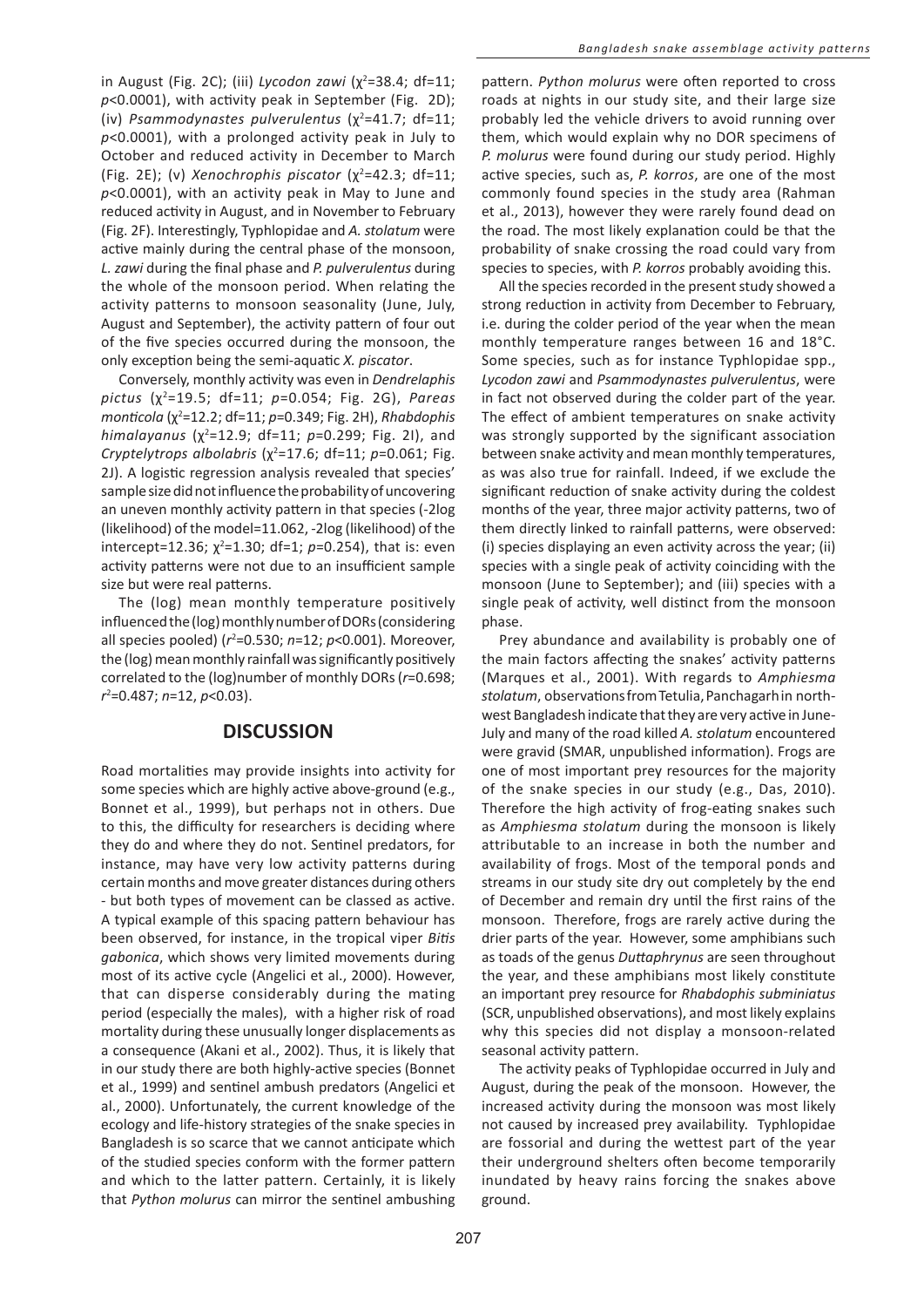in August (Fig. 2C); (iii) *Lycodon zawi* ($\chi^2$=38.4; df=11; $p$<0.0001), with activity peak in September (Fig. 2D); (iv) *Psammodynastes pulverulentus* ($\chi^2$=41.7; df=11; $p$<0.0001), with a prolonged activity peak in July to October and reduced activity in December to March (Fig. 2E); (v) *Xenochrophis piscator* ($\chi^2$=42.3; df=11; $p$<0.0001), with an activity peak in May to June and reduced activity in August, and in November to February (Fig. 2F). Interestingly, Typhlopidae and *A. stolatum* were active mainly during the central phase of the monsoon, *L. zawi* during the final phase and *P. pulverulentus* during the whole of the monsoon period. When relating the activity patterns to monsoon seasonality (June, July, August and September), the activity pattern of four out of the five species occurred during the monsoon, the only exception being the semi-aquatic *X. piscator*.

Conversely, monthly activity was even in *Dendrelaphis pictus* ($\chi^2$=19.5; df=11; $p$=0.054; Fig. 2G), *Pareas monticola* ($\chi^2$=12.2; df=11; $p$=0.349; Fig. 2H), *Rhabdophis himalayanus* ($\chi^2$=12.9; df=11; $p$=0.299; Fig. 2I), and *Cryptelytrops albolabris* ($\chi^2$=17.6; df=11; $p$=0.061; Fig. 2J). A logistic regression analysis revealed that species' sample size did not influence the probability of uncovering an uneven monthly activity pattern in that species (-2log (likelihood) of the model=11.062, -2log (likelihood) of the intercept=12.36; $\chi^2$=1.30; df=1; $p$=0.254), that is: even activity patterns were not due to an insufficient sample size but were real patterns.

The (log) mean monthly temperature positively influenced the (log) monthly number of DORs (considering all species pooled) ($r^2$=0.530; $n$=12; $p$<0.001). Moreover, the (log) mean monthly rainfall was significantly positively correlated to the (log)number of monthly DORs ($r$=0.698; $r^2$=0.487; $n$=12, $p$<0.03).

## DISCUSSION

Road mortalities may provide insights into activity for some species which are highly active above-ground (e.g., Bonnet et al., 1999), but perhaps not in others. Due to this, the difficulty for researchers is deciding where they do and where they do not. Sentinel predators, for instance, may have very low activity patterns during certain months and move greater distances during others - but both types of movement can be classed as active. A typical example of this spacing pattern behaviour has been observed, for instance, in the tropical viper *Bitis gabonica*, which shows very limited movements during most of its active cycle (Angelici et al., 2000). However, that can disperse considerably during the mating period (especially the males), with a higher risk of road mortality during these unusually longer displacements as a consequence (Akani et al., 2002). Thus, it is likely that in our study there are both highly-active species (Bonnet et al., 1999) and sentinel ambush predators (Angelici et al., 2000). Unfortunately, the current knowledge of the ecology and life-history strategies of the snake species in Bangladesh is so scarce that we cannot anticipate which of the studied species conform with the former pattern and which to the latter pattern. Certainly, it is likely that *Python molurus* can mirror the sentinel ambushing pattern. *Python molurus* were often reported to cross roads at nights in our study site, and their large size probably led the vehicle drivers to avoid running over them, which would explain why no DOR specimens of *P. molurus* were found during our study period. Highly active species, such as, *P. korros*, are one of the most commonly found species in the study area (Rahman et al., 2013), however they were rarely found dead on the road. The most likely explanation could be that the probability of snake crossing the road could vary from species to species, with *P. korros* probably avoiding this.

All the species recorded in the present study showed a strong reduction in activity from December to February, i.e. during the colder period of the year when the mean monthly temperature ranges between 16 and 18°C. Some species, such as for instance Typhlopidae spp., *Lycodon zawi* and *Psammodynastes pulverulentus*, were in fact not observed during the colder part of the year. The effect of ambient temperatures on snake activity was strongly supported by the significant association between snake activity and mean monthly temperatures, as was also true for rainfall. Indeed, if we exclude the significant reduction of snake activity during the coldest months of the year, three major activity patterns, two of them directly linked to rainfall patterns, were observed: (i) species displaying an even activity across the year; (ii) species with a single peak of activity coinciding with the monsoon (June to September); and (iii) species with a single peak of activity, well distinct from the monsoon phase.

Prey abundance and availability is probably one of the main factors affecting the snakes' activity patterns (Marques et al., 2001). With regards to *Amphiesma stolatum*, observations from Tetulia, Panchagarh in north-west Bangladesh indicate that they are very active in June-July and many of the road killed *A. stolatum* encountered were gravid (SMAR, unpublished information). Frogs are one of most important prey resources for the majority of the snake species in our study (e.g., Das, 2010). Therefore the high activity of frog-eating snakes such as *Amphiesma stolatum* during the monsoon is likely attributable to an increase in both the number and availability of frogs. Most of the temporal ponds and streams in our study site dry out completely by the end of December and remain dry until the first rains of the monsoon. Therefore, frogs are rarely active during the drier parts of the year. However, some amphibians such as toads of the genus *Duttaphrynus* are seen throughout the year, and these amphibians most likely constitute an important prey resource for *Rhabdophis subminiatus* (SCR, unpublished observations), and most likely explains why this species did not display a monsoon-related seasonal activity pattern.

The activity peaks of Typhlopidae occurred in July and August, during the peak of the monsoon. However, the increased activity during the monsoon was most likely not caused by increased prey availability. Typhlopidae are fossorial and during the wettest part of the year their underground shelters often become temporarily inundated by heavy rains forcing the snakes above ground.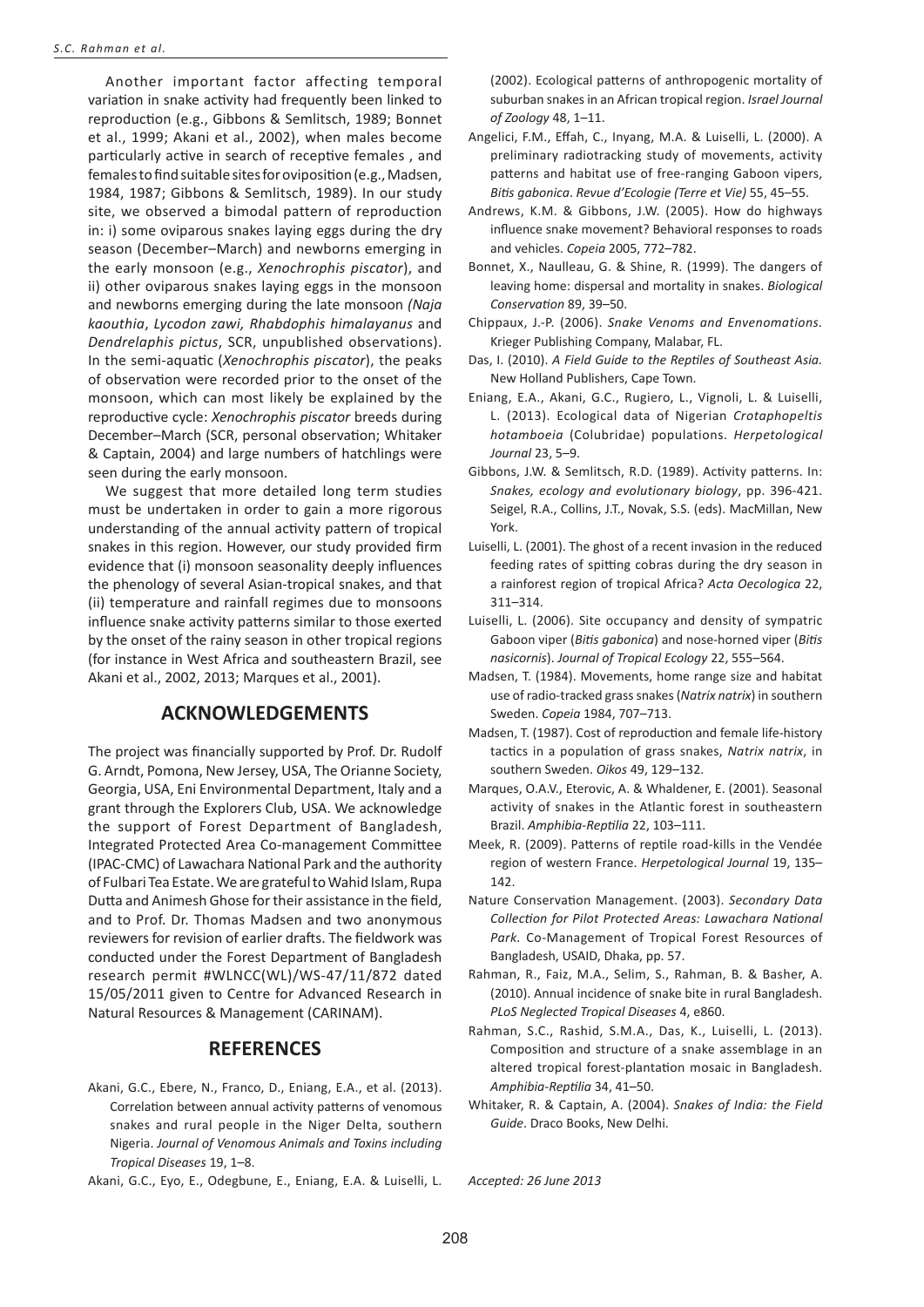Another important factor affecting temporal variation in snake activity had frequently been linked to reproduction (e.g., Gibbons & Semlitsch, 1989; Bonnet et al., 1999; Akani et al., 2002), when males become particularly active in search of receptive females , and females to find suitable sites for oviposition (e.g., Madsen, 1984, 1987; Gibbons & Semlitsch, 1989). In our study site, we observed a bimodal pattern of reproduction in: i) some oviparous snakes laying eggs during the dry season (December–March) and newborns emerging in the early monsoon (e.g., *Xenochrophis piscator*), and ii) other oviparous snakes laying eggs in the monsoon and newborns emerging during the late monsoon *(Naja kaouthia*, *Lycodon zawi, Rhabdophis himalayanus* and *Dendrelaphis pictus*, SCR, unpublished observations). In the semi-aquatic (*Xenochrophis piscator*), the peaks of observation were recorded prior to the onset of the monsoon, which can most likely be explained by the reproductive cycle: *Xenochrophis piscator* breeds during December–March (SCR, personal observation; Whitaker & Captain, 2004) and large numbers of hatchlings were seen during the early monsoon.

We suggest that more detailed long term studies must be undertaken in order to gain a more rigorous understanding of the annual activity pattern of tropical snakes in this region. However, our study provided firm evidence that (i) monsoon seasonality deeply influences the phenology of several Asian-tropical snakes, and that (ii) temperature and rainfall regimes due to monsoons influence snake activity patterns similar to those exerted by the onset of the rainy season in other tropical regions (for instance in West Africa and southeastern Brazil, see Akani et al., 2002, 2013; Marques et al., 2001).

## ACKNOWLEDGEMENTS

The project was financially supported by Prof. Dr. Rudolf G. Arndt, Pomona, New Jersey, USA, The Orianne Society, Georgia, USA, Eni Environmental Department, Italy and a grant through the Explorers Club, USA. We acknowledge the support of Forest Department of Bangladesh, Integrated Protected Area Co-management Committee (IPAC-CMC) of Lawachara National Park and the authority of Fulbari Tea Estate. We are grateful to Wahid Islam, Rupa Dutta and Animesh Ghose for their assistance in the field, and to Prof. Dr. Thomas Madsen and two anonymous reviewers for revision of earlier drafts. The fieldwork was conducted under the Forest Department of Bangladesh research permit #WLNCC(WL)/WS-47/11/872 dated 15/05/2011 given to Centre for Advanced Research in Natural Resources & Management (CARINAM).

## REFERENCES

Akani, G.C., Ebere, N., Franco, D., Eniang, E.A., et al. (2013). Correlation between annual activity patterns of venomous snakes and rural people in the Niger Delta, southern Nigeria. *Journal of Venomous Animals and Toxins including Tropical Diseases* 19, 1–8.

Akani, G.C., Eyo, E., Odegbune, E., Eniang, E.A. & Luiselli, L. (2002). Ecological patterns of anthropogenic mortality of suburban snakes in an African tropical region. *Israel Journal of Zoology* 48, 1–11.

Angelici, F.M., Effah, C., Inyang, M.A. & Luiselli, L. (2000). A preliminary radiotracking study of movements, activity patterns and habitat use of free-ranging Gaboon vipers, *Bitis gabonica*. *Revue d'Ecologie (Terre et Vie)* 55, 45–55.

Andrews, K.M. & Gibbons, J.W. (2005). How do highways influence snake movement? Behavioral responses to roads and vehicles. *Copeia* 2005, 772–782.

Bonnet, X., Naulleau, G. & Shine, R. (1999). The dangers of leaving home: dispersal and mortality in snakes. *Biological Conservation* 89, 39–50.

Chippaux, J.-P. (2006). *Snake Venoms and Envenomations*. Krieger Publishing Company, Malabar, FL.

Das, I. (2010). *A Field Guide to the Reptiles of Southeast Asia.* New Holland Publishers, Cape Town.

Eniang, E.A., Akani, G.C., Rugiero, L., Vignoli, L. & Luiselli, L. (2013). Ecological data of Nigerian *Crotaphopeltis hotamboeia* (Colubridae) populations. *Herpetological Journal* 23, 5–9.

Gibbons, J.W. & Semlitsch, R.D. (1989). Activity patterns. In: *Snakes, ecology and evolutionary biology*, pp. 396-421. Seigel, R.A., Collins, J.T., Novak, S.S. (eds). MacMillan, New York.

Luiselli, L. (2001). The ghost of a recent invasion in the reduced feeding rates of spitting cobras during the dry season in a rainforest region of tropical Africa? *Acta Oecologica* 22, 311–314.

Luiselli, L. (2006). Site occupancy and density of sympatric Gaboon viper (*Bitis gabonica*) and nose-horned viper (*Bitis nasicornis*). *Journal of Tropical Ecology* 22, 555–564.

Madsen, T. (1984). Movements, home range size and habitat use of radio-tracked grass snakes (*Natrix natrix*) in southern Sweden. *Copeia* 1984, 707–713.

Madsen, T. (1987). Cost of reproduction and female life-history tactics in a population of grass snakes, *Natrix natrix*, in southern Sweden. *Oikos* 49, 129–132.

Marques, O.A.V., Eterovic, A. & Whaldener, E. (2001). Seasonal activity of snakes in the Atlantic forest in southeastern Brazil. *Amphibia-Reptilia* 22, 103–111.

Meek, R. (2009). Patterns of reptile road-kills in the Vendée region of western France. *Herpetological Journal* 19, 135–142.

Nature Conservation Management. (2003). *Secondary Data Collection for Pilot Protected Areas: Lawachara National Park*. Co-Management of Tropical Forest Resources of Bangladesh, USAID, Dhaka, pp. 57.

Rahman, R., Faiz, M.A., Selim, S., Rahman, B. & Basher, A. (2010). Annual incidence of snake bite in rural Bangladesh. *PLoS Neglected Tropical Diseases* 4, e860.

Rahman, S.C., Rashid, S.M.A., Das, K., Luiselli, L. (2013). Composition and structure of a snake assemblage in an altered tropical forest-plantation mosaic in Bangladesh. *Amphibia-Reptilia* 34, 41–50.

Whitaker, R. & Captain, A. (2004). *Snakes of India: the Field Guide*. Draco Books, New Delhi.

*Accepted: 26 June 2013*